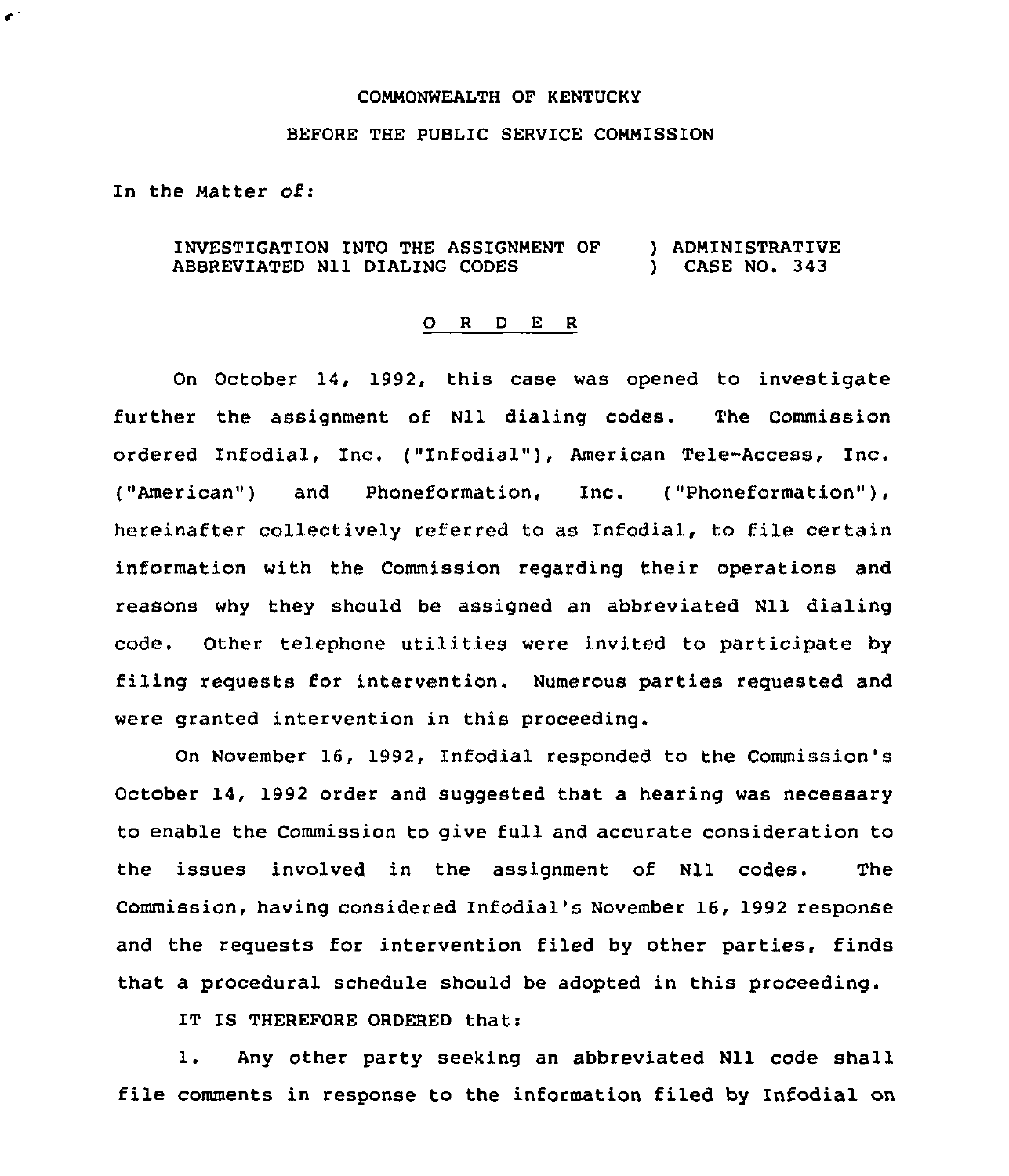COMMONWEALTH OF KENTUCKY

BEFORE THE PUBLIC SERVICE COMMISSION

In the Matter of:

INVESTIGATION INTO THE ASSIGNMENT OF ABBREVIATED N11 DIALING CODES ) ADMINISTRATIVE ) CASE NO. 343

## O R D E R

On October 14, 1992, this case was opened to investigate further the assignment of N11 dialing codes. The Commission ordered Infodial, Inc. ("Infodial"), American Tele-Access, Inc. ("American") and Phoneformation, Inc. ("Phoneformation"), hereinafter collectively referred to as Infodial, to file certain information with the Commission regarding their operations and reasons why they should be assigned an abbreviated N11 dialing code. Other telephone utilities were invited to participate by filing requests for intervention. Numerous parties requested and were granted intervention in this proceeding.

On November 16, 1992, Infodial responded to the Commission's October 14, 1992 order and suggested that a hearing was necessary to enable the Commission to give full and accurate consideration to the issues involved in the assignment of N11 codes. The Commission, having considered Infodial's November 16, 1992 response and the requests for intervention filed by other parties, finds that a procedural schedule should be adopted in this proceeding.

IT IS THEREFORE ORDERED that:

1. Any other party seeking an abbreviated N11 code shall file comments in response to the information filed by Infodial on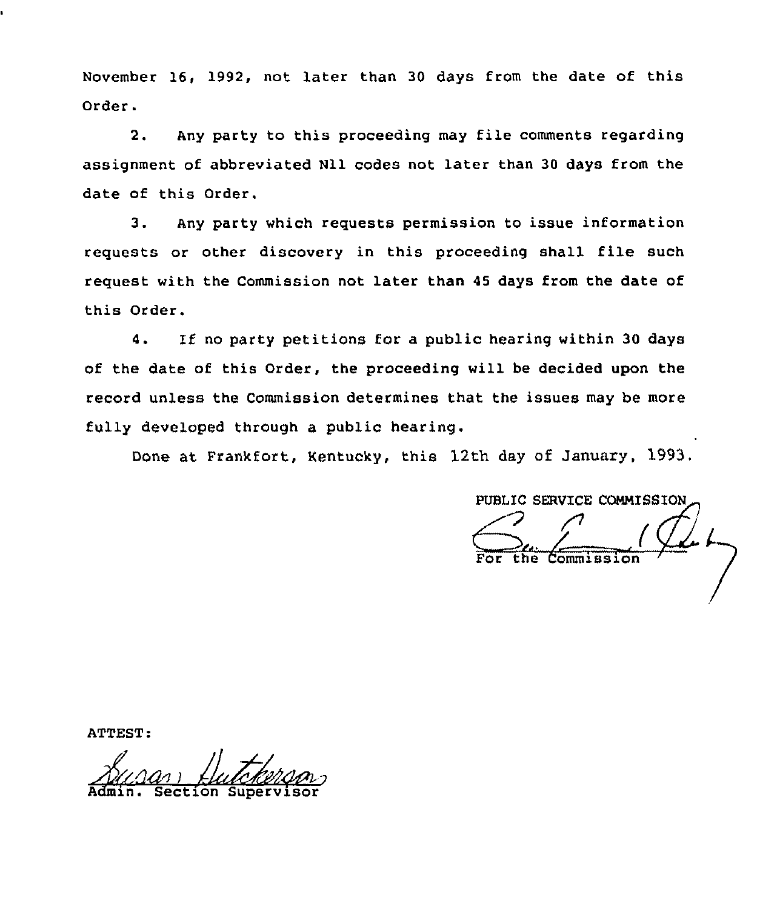November 16, 1992, not later than 30 days from the date of this Order.

2. Any party to this proceeding may file comments regarding assignment of abbreviated N11 codes not later than 30 days from the date of this Order.

3. Any party which requests permission to issue information requests or other discovery in this proceeding shall file such request with the Commission not later than 45 days from the date of this Order.

4. If no party petitions for a public hearing within 30 days of the date of this Order, the proceeding will be decided upon the record unless the Commission determines that the issues may be more fully developed through a public hearing.

Done at Frankfort, Kentucky, this 12th day of January, 1993.

PUBLIC SERVICE COMMISSION

For the Commission

ATTEST:

Admin. Section Supervisor